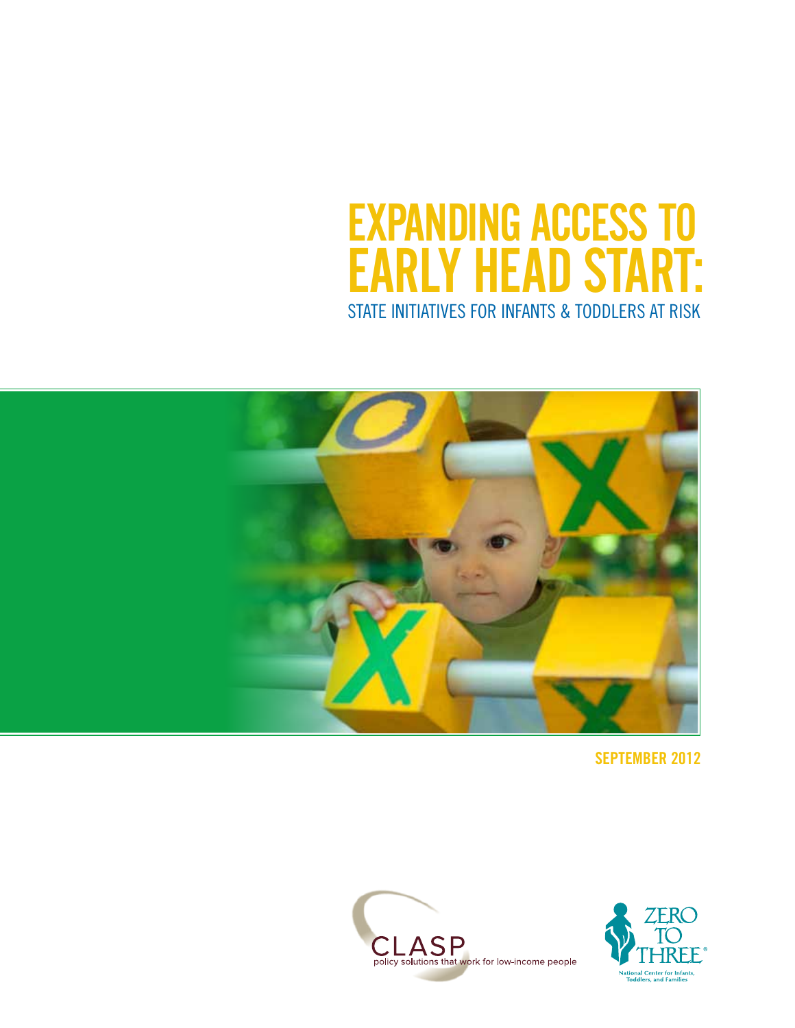# EXPANDING ACCESS TO EARLY HEAD START:

## STATE INITIATIVES FOR INFANTS & TODDLERS AT RISK

**SEPTEMBER 2012**

CLASP
policy solutions that work for low-income people

ZERO TO THREE®
National Center for Infants, Toddlers, and Families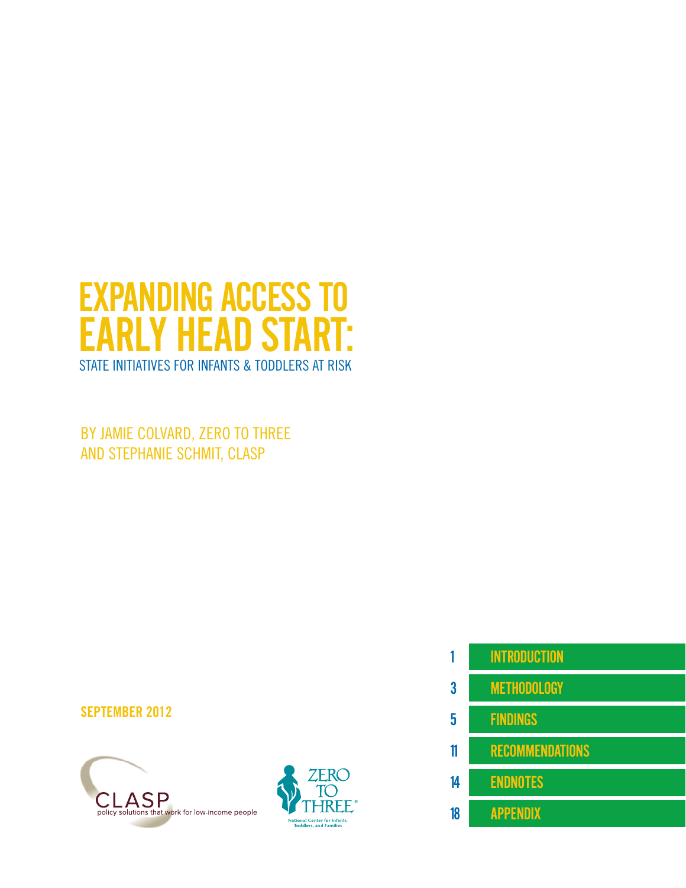# EXPANDING ACCESS TO EARLY HEAD START:

## STATE INITIATIVES FOR INFANTS & TODDLERS AT RISK

BY JAMIE COLVARD, ZERO TO THREE
AND STEPHANIE SCHMIT, CLASP

**SEPTEMBER 2012**

CLASP policy solutions that work for low-income people

ZERO TO THREE National Center for Infants, Toddlers, and Families

| | |
|---|---|
| 1 | INTRODUCTION |
| 3 | METHODOLOGY |
| 5 | FINDINGS |
| 11 | RECOMMENDATIONS |
| 14 | ENDNOTES |
| 18 | APPENDIX |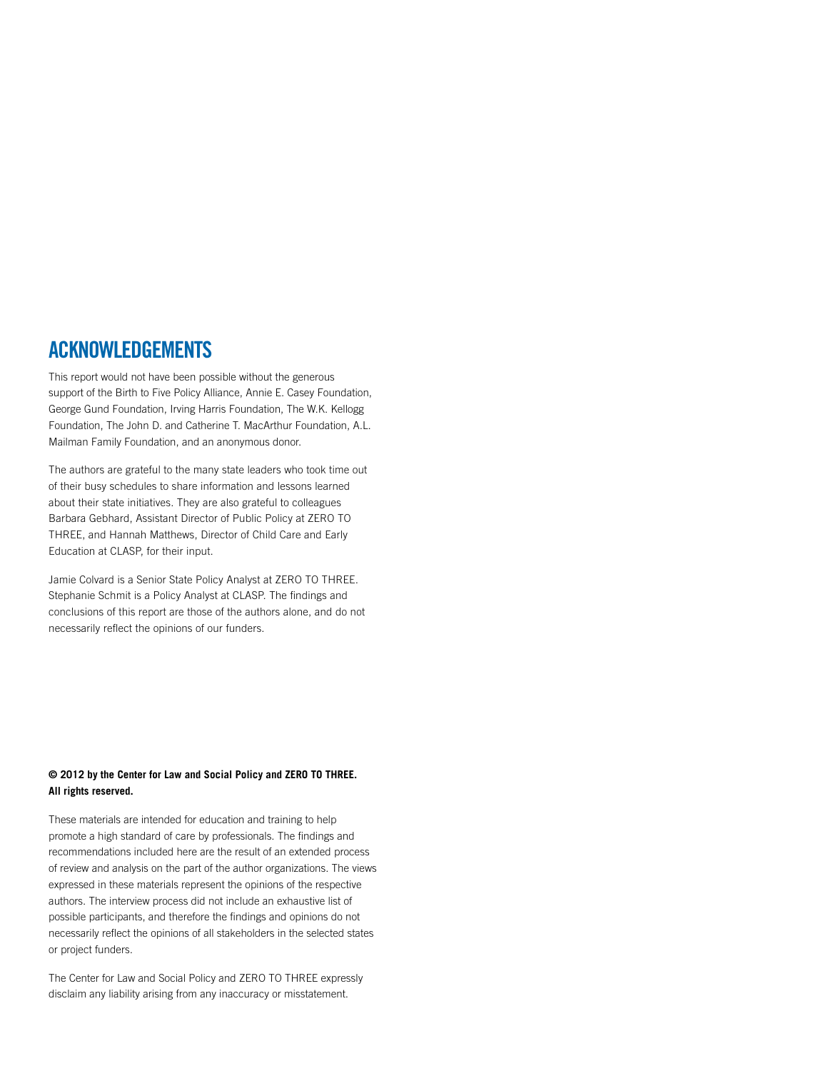## ACKNOWLEDGEMENTS

This report would not have been possible without the generous support of the Birth to Five Policy Alliance, Annie E. Casey Foundation, George Gund Foundation, Irving Harris Foundation, The W.K. Kellogg Foundation, The John D. and Catherine T. MacArthur Foundation, A.L. Mailman Family Foundation, and an anonymous donor.

The authors are grateful to the many state leaders who took time out of their busy schedules to share information and lessons learned about their state initiatives. They are also grateful to colleagues Barbara Gebhard, Assistant Director of Public Policy at ZERO TO THREE, and Hannah Matthews, Director of Child Care and Early Education at CLASP, for their input.

Jamie Colvard is a Senior State Policy Analyst at ZERO TO THREE. Stephanie Schmit is a Policy Analyst at CLASP. The findings and conclusions of this report are those of the authors alone, and do not necessarily reflect the opinions of our funders.

**© 2012 by the Center for Law and Social Policy and ZERO TO THREE. All rights reserved.**

These materials are intended for education and training to help promote a high standard of care by professionals. The findings and recommendations included here are the result of an extended process of review and analysis on the part of the author organizations. The views expressed in these materials represent the opinions of the respective authors. The interview process did not include an exhaustive list of possible participants, and therefore the findings and opinions do not necessarily reflect the opinions of all stakeholders in the selected states or project funders.

The Center for Law and Social Policy and ZERO TO THREE expressly disclaim any liability arising from any inaccuracy or misstatement.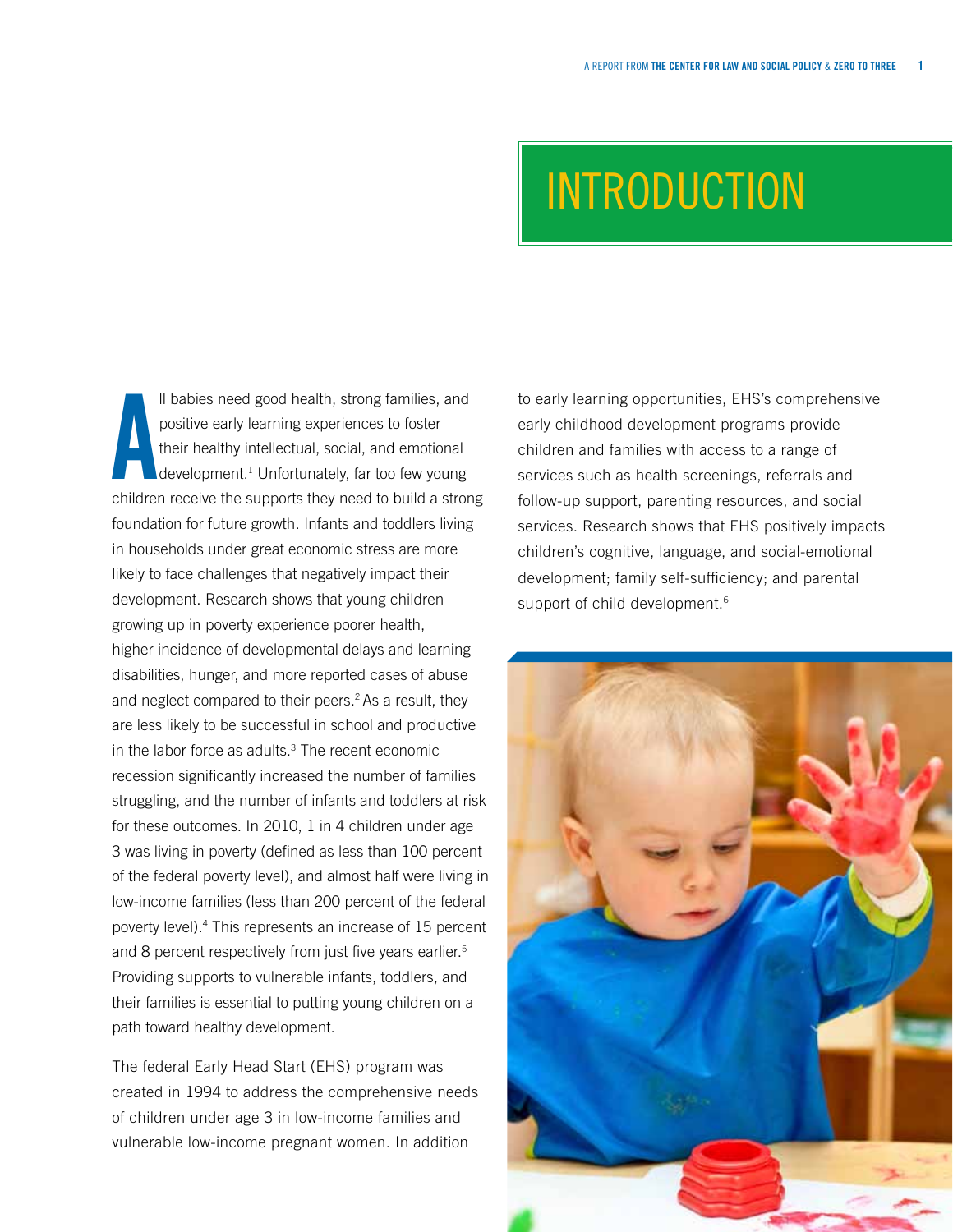# INTRODUCTION

All babies need good health, strong families, and positive early learning experiences to foster their healthy intellectual, social, and emotional development.[1] Unfortunately, far too few young children receive the supports they need to build a strong foundation for future growth. Infants and toddlers living in households under great economic stress are more likely to face challenges that negatively impact their development. Research shows that young children growing up in poverty experience poorer health, higher incidence of developmental delays and learning disabilities, hunger, and more reported cases of abuse and neglect compared to their peers.[2] As a result, they are less likely to be successful in school and productive in the labor force as adults.[3] The recent economic recession significantly increased the number of families struggling, and the number of infants and toddlers at risk for these outcomes. In 2010, 1 in 4 children under age 3 was living in poverty (defined as less than 100 percent of the federal poverty level), and almost half were living in low-income families (less than 200 percent of the federal poverty level).[4] This represents an increase of 15 percent and 8 percent respectively from just five years earlier.[5] Providing supports to vulnerable infants, toddlers, and their families is essential to putting young children on a path toward healthy development.

The federal Early Head Start (EHS) program was created in 1994 to address the comprehensive needs of children under age 3 in low-income families and vulnerable low-income pregnant women. In addition to early learning opportunities, EHS's comprehensive early childhood development programs provide children and families with access to a range of services such as health screenings, referrals and follow-up support, parenting resources, and social services. Research shows that EHS positively impacts children's cognitive, language, and social-emotional development; family self-sufficiency; and parental support of child development.[6]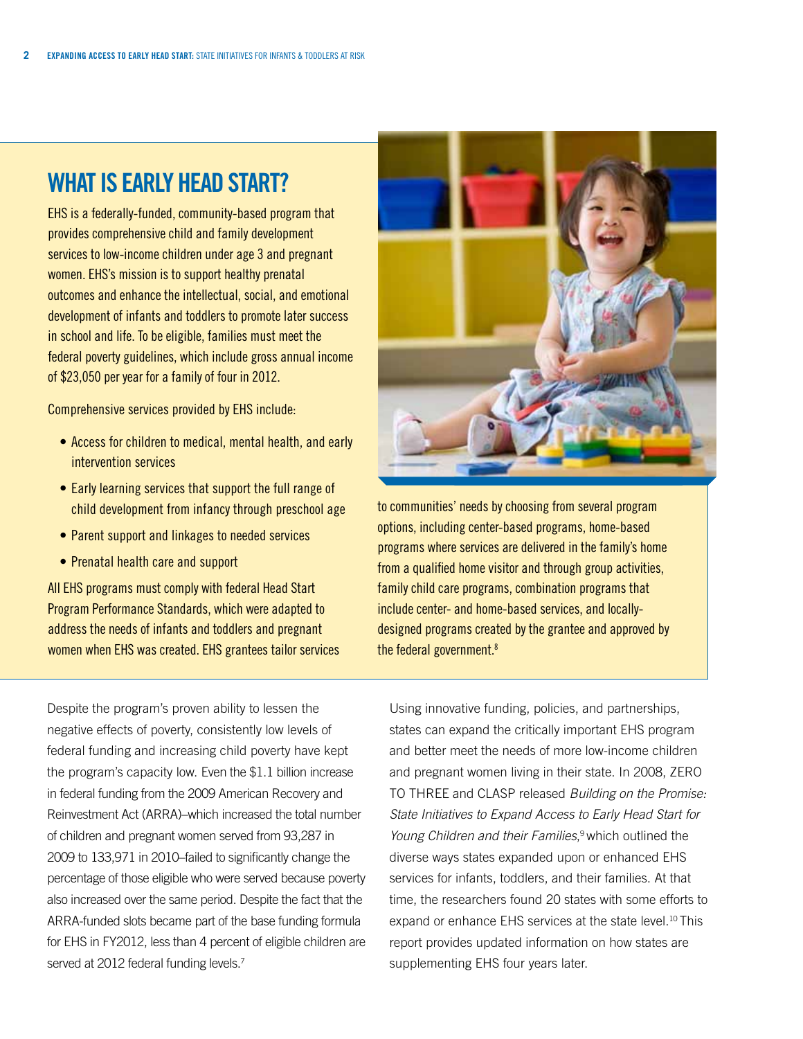## WHAT IS EARLY HEAD START?

EHS is a federally-funded, community-based program that provides comprehensive child and family development services to low-income children under age 3 and pregnant women. EHS's mission is to support healthy prenatal outcomes and enhance the intellectual, social, and emotional development of infants and toddlers to promote later success in school and life. To be eligible, families must meet the federal poverty guidelines, which include gross annual income of $23,050 per year for a family of four in 2012.

Comprehensive services provided by EHS include:

- Access for children to medical, mental health, and early intervention services
- Early learning services that support the full range of child development from infancy through preschool age
- Parent support and linkages to needed services
- Prenatal health care and support

All EHS programs must comply with federal Head Start Program Performance Standards, which were adapted to address the needs of infants and toddlers and pregnant women when EHS was created. EHS grantees tailor services to communities' needs by choosing from several program options, including center-based programs, home-based programs where services are delivered in the family's home from a qualified home visitor and through group activities, family child care programs, combination programs that include center- and home-based services, and locally-designed programs created by the grantee and approved by the federal government.[8]

Despite the program's proven ability to lessen the negative effects of poverty, consistently low levels of federal funding and increasing child poverty have kept the program's capacity low. Even the $1.1 billion increase in federal funding from the 2009 American Recovery and Reinvestment Act (ARRA)–which increased the total number of children and pregnant women served from 93,287 in 2009 to 133,971 in 2010–failed to significantly change the percentage of those eligible who were served because poverty also increased over the same period. Despite the fact that the ARRA-funded slots became part of the base funding formula for EHS in FY2012, less than 4 percent of eligible children are served at 2012 federal funding levels.[7]

Using innovative funding, policies, and partnerships, states can expand the critically important EHS program and better meet the needs of more low-income children and pregnant women living in their state. In 2008, ZERO TO THREE and CLASP released *Building on the Promise: State Initiatives to Expand Access to Early Head Start for Young Children and their Families*,[9] which outlined the diverse ways states expanded upon or enhanced EHS services for infants, toddlers, and their families. At that time, the researchers found 20 states with some efforts to expand or enhance EHS services at the state level.[10] This report provides updated information on how states are supplementing EHS four years later.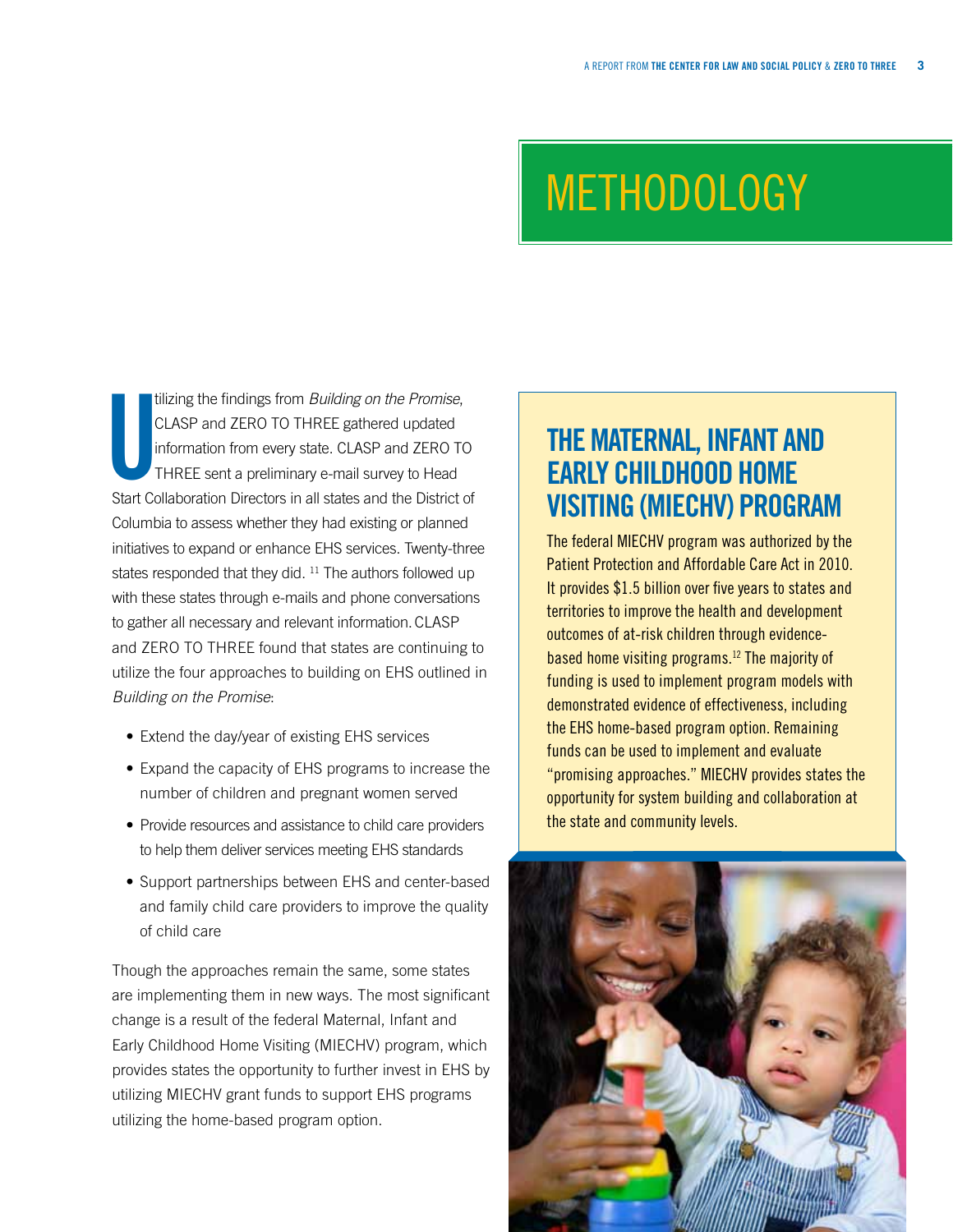# METHODOLOGY

Utilizing the findings from *Building on the Promise*, CLASP and ZERO TO THREE gathered updated information from every state. CLASP and ZERO TO THREE sent a preliminary e-mail survey to Head Start Collaboration Directors in all states and the District of Columbia to assess whether they had existing or planned initiatives to expand or enhance EHS services. Twenty-three states responded that they did. [11] The authors followed up with these states through e-mails and phone conversations to gather all necessary and relevant information. CLASP and ZERO TO THREE found that states are continuing to utilize the four approaches to building on EHS outlined in *Building on the Promise*:

- Extend the day/year of existing EHS services
- Expand the capacity of EHS programs to increase the number of children and pregnant women served
- Provide resources and assistance to child care providers to help them deliver services meeting EHS standards
- Support partnerships between EHS and center-based and family child care providers to improve the quality of child care

Though the approaches remain the same, some states are implementing them in new ways. The most significant change is a result of the federal Maternal, Infant and Early Childhood Home Visiting (MIECHV) program, which provides states the opportunity to further invest in EHS by utilizing MIECHV grant funds to support EHS programs utilizing the home-based program option.

## THE MATERNAL, INFANT AND EARLY CHILDHOOD HOME VISITING (MIECHV) PROGRAM

The federal MIECHV program was authorized by the Patient Protection and Affordable Care Act in 2010. It provides $1.5 billion over five years to states and territories to improve the health and development outcomes of at-risk children through evidence-based home visiting programs.[12] The majority of funding is used to implement program models with demonstrated evidence of effectiveness, including the EHS home-based program option. Remaining funds can be used to implement and evaluate "promising approaches." MIECHV provides states the opportunity for system building and collaboration at the state and community levels.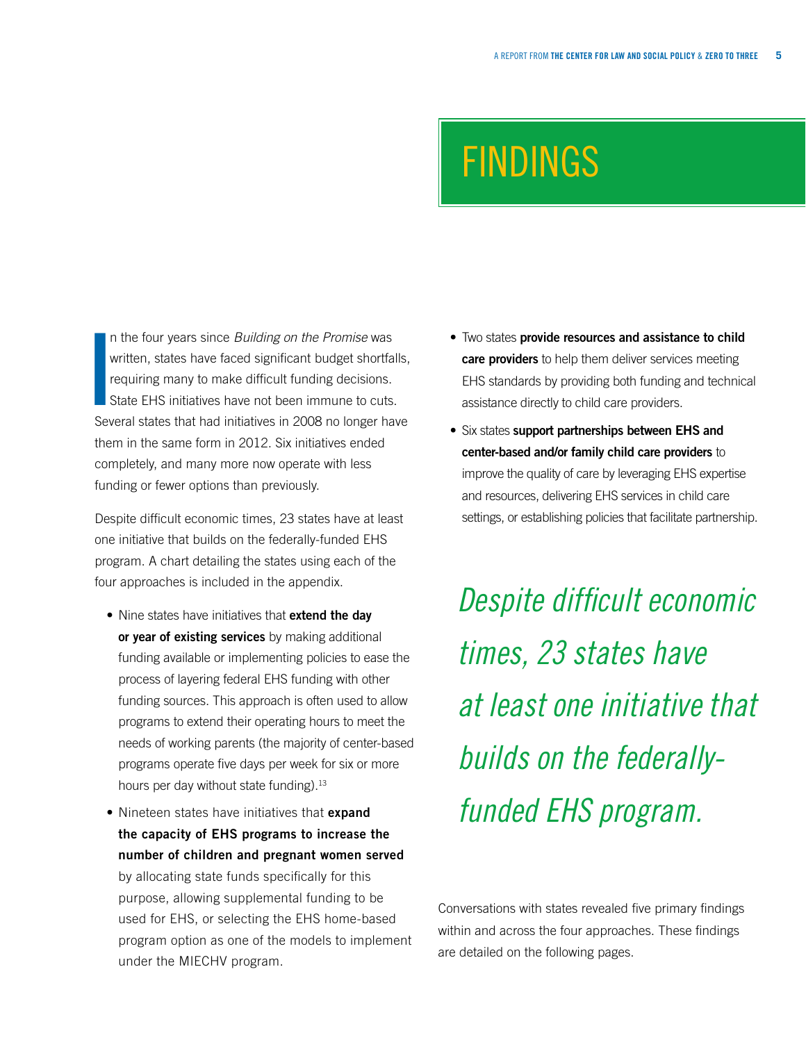# FINDINGS

In the four years since *Building on the Promise* was written, states have faced significant budget shortfalls, requiring many to make difficult funding decisions. State EHS initiatives have not been immune to cuts. Several states that had initiatives in 2008 no longer have them in the same form in 2012. Six initiatives ended completely, and many more now operate with less funding or fewer options than previously.

Despite difficult economic times, 23 states have at least one initiative that builds on the federally-funded EHS program. A chart detailing the states using each of the four approaches is included in the appendix.

- Nine states have initiatives that **extend the day or year of existing services** by making additional funding available or implementing policies to ease the process of layering federal EHS funding with other funding sources. This approach is often used to allow programs to extend their operating hours to meet the needs of working parents (the majority of center-based programs operate five days per week for six or more hours per day without state funding).[13]
- Nineteen states have initiatives that **expand the capacity of EHS programs to increase the number of children and pregnant women served** by allocating state funds specifically for this purpose, allowing supplemental funding to be used for EHS, or selecting the EHS home-based program option as one of the models to implement under the MIECHV program.
- Two states **provide resources and assistance to child care providers** to help them deliver services meeting EHS standards by providing both funding and technical assistance directly to child care providers.
- Six states **support partnerships between EHS and center-based and/or family child care providers** to improve the quality of care by leveraging EHS expertise and resources, delivering EHS services in child care settings, or establishing policies that facilitate partnership.

*Despite difficult economic times, 23 states have at least one initiative that builds on the federally-funded EHS program.*

Conversations with states revealed five primary findings within and across the four approaches. These findings are detailed on the following pages.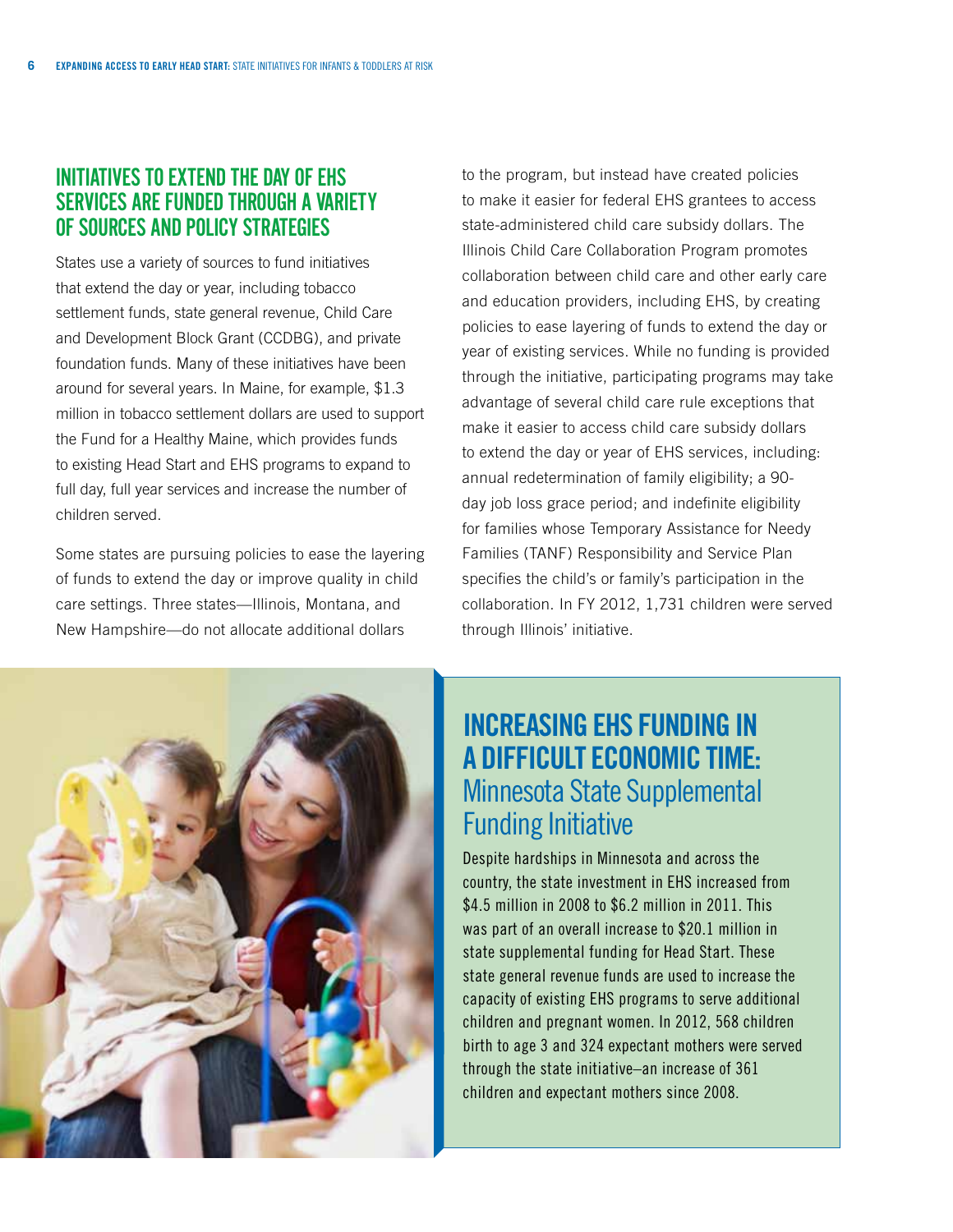## INITIATIVES TO EXTEND THE DAY OF EHS SERVICES ARE FUNDED THROUGH A VARIETY OF SOURCES AND POLICY STRATEGIES

States use a variety of sources to fund initiatives that extend the day or year, including tobacco settlement funds, state general revenue, Child Care and Development Block Grant (CCDBG), and private foundation funds. Many of these initiatives have been around for several years. In Maine, for example, $1.3 million in tobacco settlement dollars are used to support the Fund for a Healthy Maine, which provides funds to existing Head Start and EHS programs to expand to full day, full year services and increase the number of children served.

Some states are pursuing policies to ease the layering of funds to extend the day or improve quality in child care settings. Three states—Illinois, Montana, and New Hampshire—do not allocate additional dollars to the program, but instead have created policies to make it easier for federal EHS grantees to access state-administered child care subsidy dollars. The Illinois Child Care Collaboration Program promotes collaboration between child care and other early care and education providers, including EHS, by creating policies to ease layering of funds to extend the day or year of existing services. While no funding is provided through the initiative, participating programs may take advantage of several child care rule exceptions that make it easier to access child care subsidy dollars to extend the day or year of EHS services, including: annual redetermination of family eligibility; a 90-day job loss grace period; and indefinite eligibility for families whose Temporary Assistance for Needy Families (TANF) Responsibility and Service Plan specifies the child's or family's participation in the collaboration. In FY 2012, 1,731 children were served through Illinois' initiative.

### INCREASING EHS FUNDING IN A DIFFICULT ECONOMIC TIME: Minnesota State Supplemental Funding Initiative

Despite hardships in Minnesota and across the country, the state investment in EHS increased from $4.5 million in 2008 to $6.2 million in 2011. This was part of an overall increase to $20.1 million in state supplemental funding for Head Start. These state general revenue funds are used to increase the capacity of existing EHS programs to serve additional children and pregnant women. In 2012, 568 children birth to age 3 and 324 expectant mothers were served through the state initiative–an increase of 361 children and expectant mothers since 2008.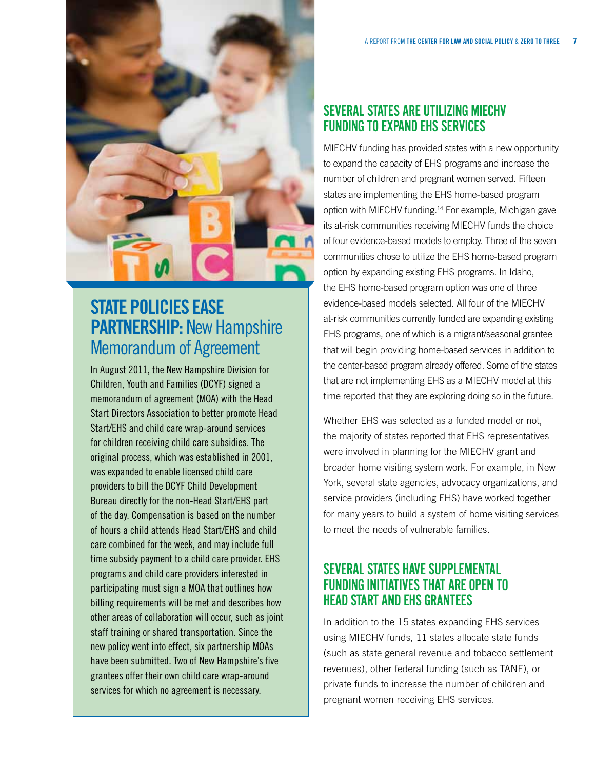## STATE POLICIES EASE PARTNERSHIP: New Hampshire Memorandum of Agreement

In August 2011, the New Hampshire Division for Children, Youth and Families (DCYF) signed a memorandum of agreement (MOA) with the Head Start Directors Association to better promote Head Start/EHS and child care wrap-around services for children receiving child care subsidies. The original process, which was established in 2001, was expanded to enable licensed child care providers to bill the DCYF Child Development Bureau directly for the non-Head Start/EHS part of the day. Compensation is based on the number of hours a child attends Head Start/EHS and child care combined for the week, and may include full time subsidy payment to a child care provider. EHS programs and child care providers interested in participating must sign a MOA that outlines how billing requirements will be met and describes how other areas of collaboration will occur, such as joint staff training or shared transportation. Since the new policy went into effect, six partnership MOAs have been submitted. Two of New Hampshire's five grantees offer their own child care wrap-around services for which no agreement is necessary.

## SEVERAL STATES ARE UTILIZING MIECHV FUNDING TO EXPAND EHS SERVICES

MIECHV funding has provided states with a new opportunity to expand the capacity of EHS programs and increase the number of children and pregnant women served. Fifteen states are implementing the EHS home-based program option with MIECHV funding.[14] For example, Michigan gave its at-risk communities receiving MIECHV funds the choice of four evidence-based models to employ. Three of the seven communities chose to utilize the EHS home-based program option by expanding existing EHS programs. In Idaho, the EHS home-based program option was one of three evidence-based models selected. All four of the MIECHV at-risk communities currently funded are expanding existing EHS programs, one of which is a migrant/seasonal grantee that will begin providing home-based services in addition to the center-based program already offered. Some of the states that are not implementing EHS as a MIECHV model at this time reported that they are exploring doing so in the future.

Whether EHS was selected as a funded model or not, the majority of states reported that EHS representatives were involved in planning for the MIECHV grant and broader home visiting system work. For example, in New York, several state agencies, advocacy organizations, and service providers (including EHS) have worked together for many years to build a system of home visiting services to meet the needs of vulnerable families.

## SEVERAL STATES HAVE SUPPLEMENTAL FUNDING INITIATIVES THAT ARE OPEN TO HEAD START AND EHS GRANTEES

In addition to the 15 states expanding EHS services using MIECHV funds, 11 states allocate state funds (such as state general revenue and tobacco settlement revenues), other federal funding (such as TANF), or private funds to increase the number of children and pregnant women receiving EHS services.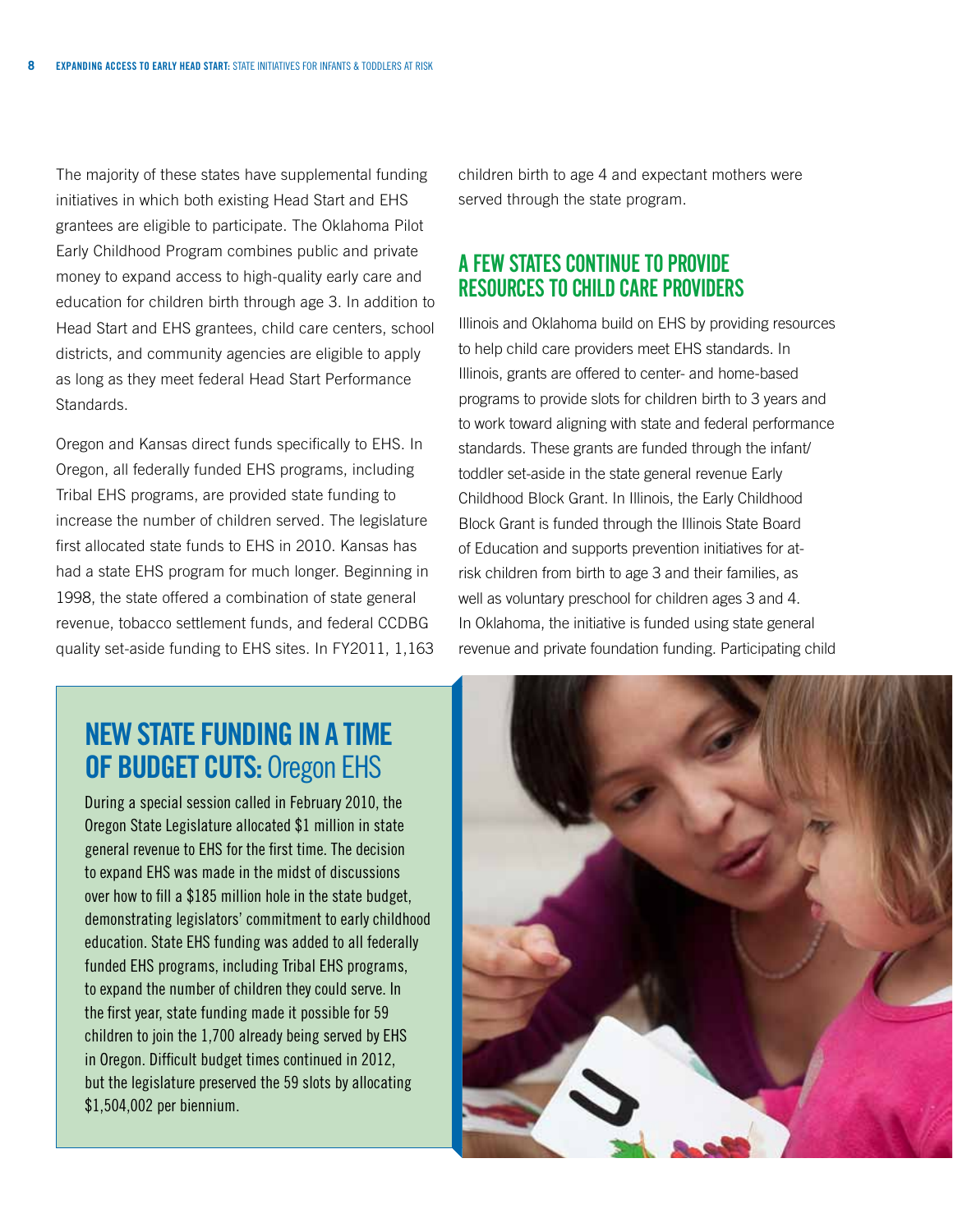The majority of these states have supplemental funding initiatives in which both existing Head Start and EHS grantees are eligible to participate. The Oklahoma Pilot Early Childhood Program combines public and private money to expand access to high-quality early care and education for children birth through age 3. In addition to Head Start and EHS grantees, child care centers, school districts, and community agencies are eligible to apply as long as they meet federal Head Start Performance Standards.

Oregon and Kansas direct funds specifically to EHS. In Oregon, all federally funded EHS programs, including Tribal EHS programs, are provided state funding to increase the number of children served. The legislature first allocated state funds to EHS in 2010. Kansas has had a state EHS program for much longer. Beginning in 1998, the state offered a combination of state general revenue, tobacco settlement funds, and federal CCDBG quality set-aside funding to EHS sites. In FY2011, 1,163 children birth to age 4 and expectant mothers were served through the state program.

## A FEW STATES CONTINUE TO PROVIDE RESOURCES TO CHILD CARE PROVIDERS

Illinois and Oklahoma build on EHS by providing resources to help child care providers meet EHS standards. In Illinois, grants are offered to center- and home-based programs to provide slots for children birth to 3 years and to work toward aligning with state and federal performance standards. These grants are funded through the infant/toddler set-aside in the state general revenue Early Childhood Block Grant. In Illinois, the Early Childhood Block Grant is funded through the Illinois State Board of Education and supports prevention initiatives for at-risk children from birth to age 3 and their families, as well as voluntary preschool for children ages 3 and 4. In Oklahoma, the initiative is funded using state general revenue and private foundation funding. Participating child

## NEW STATE FUNDING IN A TIME OF BUDGET CUTS: Oregon EHS

During a special session called in February 2010, the Oregon State Legislature allocated $1 million in state general revenue to EHS for the first time. The decision to expand EHS was made in the midst of discussions over how to fill a $185 million hole in the state budget, demonstrating legislators' commitment to early childhood education. State EHS funding was added to all federally funded EHS programs, including Tribal EHS programs, to expand the number of children they could serve. In the first year, state funding made it possible for 59 children to join the 1,700 already being served by EHS in Oregon. Difficult budget times continued in 2012, but the legislature preserved the 59 slots by allocating $1,504,002 per biennium.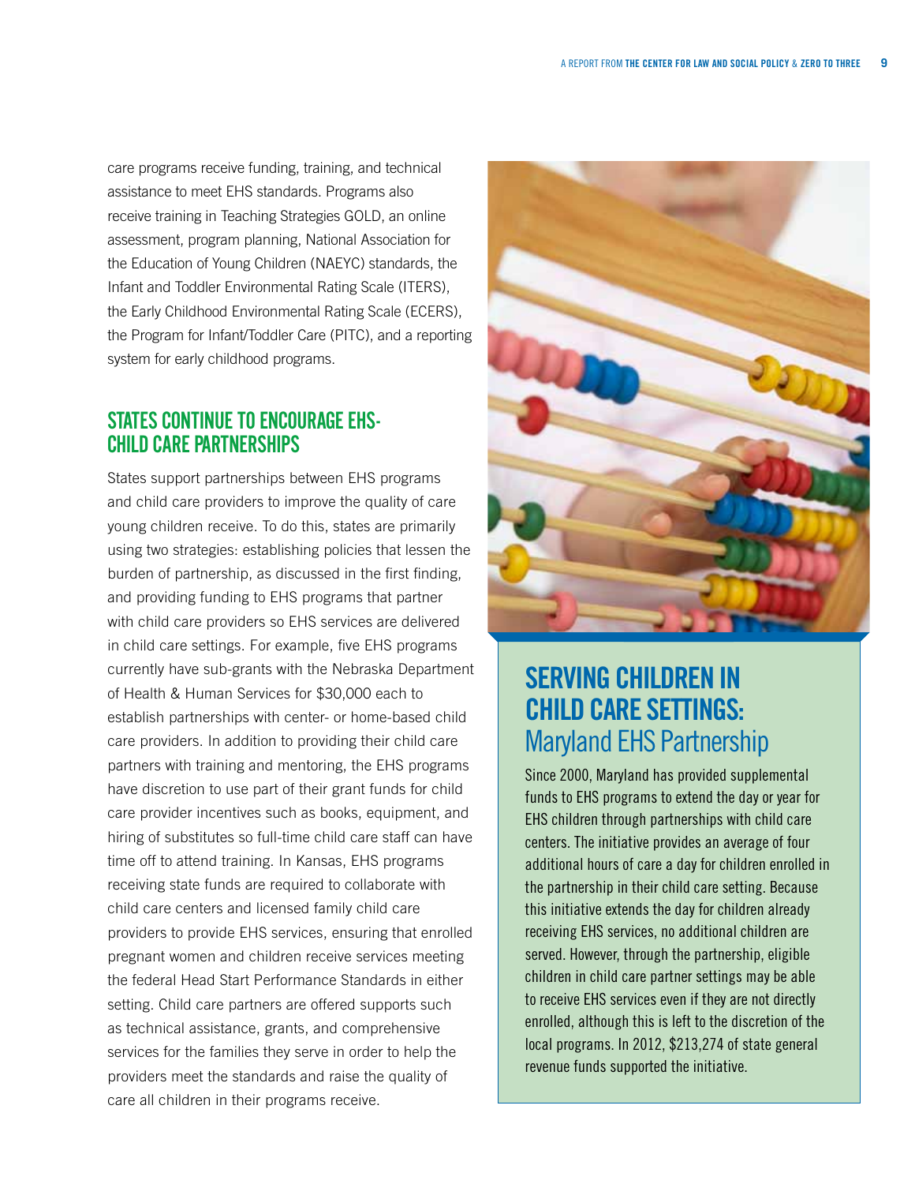care programs receive funding, training, and technical assistance to meet EHS standards. Programs also receive training in Teaching Strategies GOLD, an online assessment, program planning, National Association for the Education of Young Children (NAEYC) standards, the Infant and Toddler Environmental Rating Scale (ITERS), the Early Childhood Environmental Rating Scale (ECERS), the Program for Infant/Toddler Care (PITC), and a reporting system for early childhood programs.

## STATES CONTINUE TO ENCOURAGE EHS-CHILD CARE PARTNERSHIPS

States support partnerships between EHS programs and child care providers to improve the quality of care young children receive. To do this, states are primarily using two strategies: establishing policies that lessen the burden of partnership, as discussed in the first finding, and providing funding to EHS programs that partner with child care providers so EHS services are delivered in child care settings. For example, five EHS programs currently have sub-grants with the Nebraska Department of Health & Human Services for $30,000 each to establish partnerships with center- or home-based child care providers. In addition to providing their child care partners with training and mentoring, the EHS programs have discretion to use part of their grant funds for child care provider incentives such as books, equipment, and hiring of substitutes so full-time child care staff can have time off to attend training. In Kansas, EHS programs receiving state funds are required to collaborate with child care centers and licensed family child care providers to provide EHS services, ensuring that enrolled pregnant women and children receive services meeting the federal Head Start Performance Standards in either setting. Child care partners are offered supports such as technical assistance, grants, and comprehensive services for the families they serve in order to help the providers meet the standards and raise the quality of care all children in their programs receive.

### SERVING CHILDREN IN CHILD CARE SETTINGS: Maryland EHS Partnership

Since 2000, Maryland has provided supplemental funds to EHS programs to extend the day or year for EHS children through partnerships with child care centers. The initiative provides an average of four additional hours of care a day for children enrolled in the partnership in their child care setting. Because this initiative extends the day for children already receiving EHS services, no additional children are served. However, through the partnership, eligible children in child care partner settings may be able to receive EHS services even if they are not directly enrolled, although this is left to the discretion of the local programs. In 2012, $213,274 of state general revenue funds supported the initiative.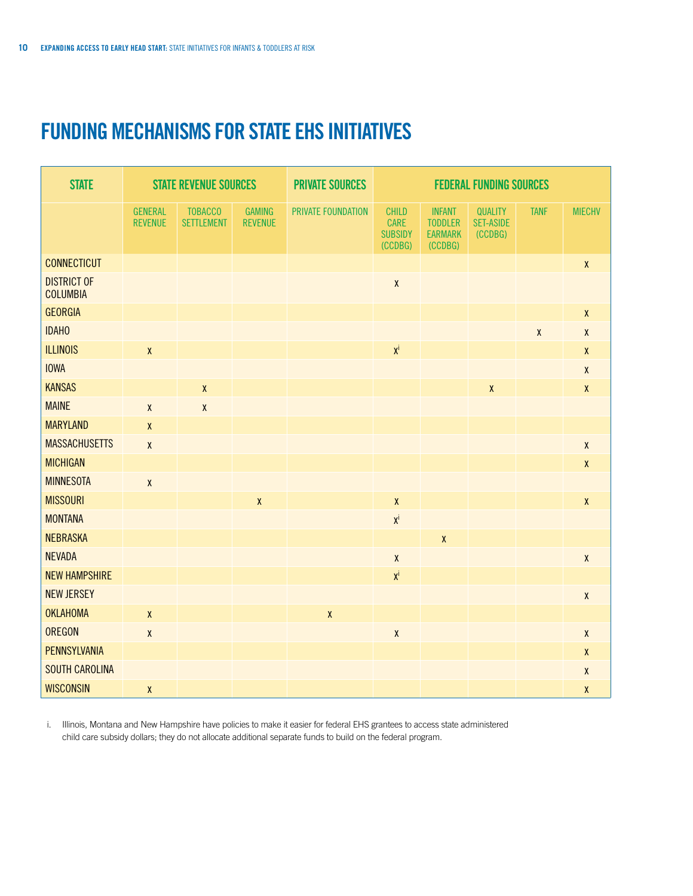# FUNDING MECHANISMS FOR STATE EHS INITIATIVES

| STATE | STATE REVENUE SOURCES | | | PRIVATE SOURCES | FEDERAL FUNDING SOURCES | | | | |
|---|---|---|---|---|---|---|---|---|---|
| | GENERAL REVENUE | TOBACCO SETTLEMENT | GAMING REVENUE | PRIVATE FOUNDATION | CHILD CARE SUBSIDY (CCDBG) | INFANT TODDLER EARMARK (CCDBG) | QUALITY SET-ASIDE (CCDBG) | TANF | MIECHV |
| CONNECTICUT | | | | | | | | | X |
| DISTRICT OF COLUMBIA | | | | | X | | | | |
| GEORGIA | | | | | | | | | X |
| IDAHO | | | | | | | | X | X |
| ILLINOIS | X | | | | X[i] | | | | X |
| IOWA | | | | | | | | | X |
| KANSAS | | X | | | | | X | | X |
| MAINE | X | X | | | | | | | |
| MARYLAND | X | | | | | | | | |
| MASSACHUSETTS | X | | | | | | | | X |
| MICHIGAN | | | | | | | | | X |
| MINNESOTA | X | | | | | | | | |
| MISSOURI | | | X | | X | | | | X |
| MONTANA | | | | | X[i] | | | | |
| NEBRASKA | | | | | | X | | | |
| NEVADA | | | | | X | | | | X |
| NEW HAMPSHIRE | | | | | X[i] | | | | |
| NEW JERSEY | | | | | | | | | X |
| OKLAHOMA | X | | | X | | | | | |
| OREGON | X | | | | X | | | | X |
| PENNSYLVANIA | | | | | | | | | X |
| SOUTH CAROLINA | | | | | | | | | X |
| WISCONSIN | X | | | | | | | | X |

i. Illinois, Montana and New Hampshire have policies to make it easier for federal EHS grantees to access state administered child care subsidy dollars; they do not allocate additional separate funds to build on the federal program.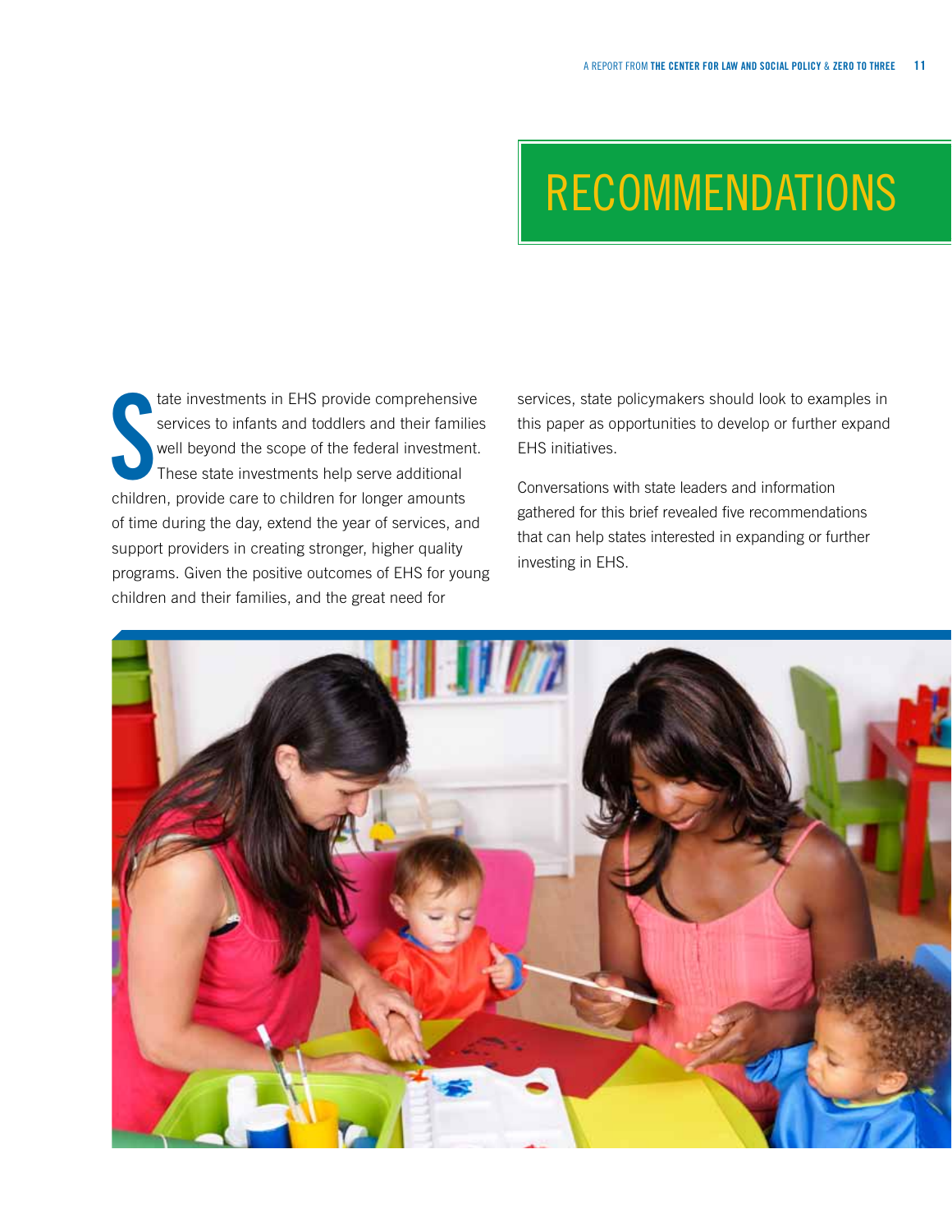# RECOMMENDATIONS

State investments in EHS provide comprehensive services to infants and toddlers and their families well beyond the scope of the federal investment. These state investments help serve additional children, provide care to children for longer amounts of time during the day, extend the year of services, and support providers in creating stronger, higher quality programs. Given the positive outcomes of EHS for young children and their families, and the great need for services, state policymakers should look to examples in this paper as opportunities to develop or further expand EHS initiatives.

Conversations with state leaders and information gathered for this brief revealed five recommendations that can help states interested in expanding or further investing in EHS.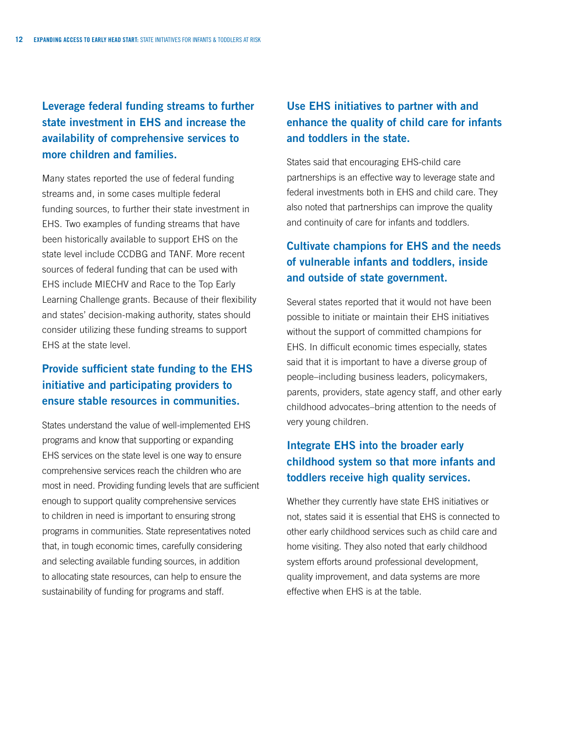### Leverage federal funding streams to further state investment in EHS and increase the availability of comprehensive services to more children and families.

Many states reported the use of federal funding streams and, in some cases multiple federal funding sources, to further their state investment in EHS. Two examples of funding streams that have been historically available to support EHS on the state level include CCDBG and TANF. More recent sources of federal funding that can be used with EHS include MIECHV and Race to the Top Early Learning Challenge grants. Because of their flexibility and states' decision-making authority, states should consider utilizing these funding streams to support EHS at the state level.

### Provide sufficient state funding to the EHS initiative and participating providers to ensure stable resources in communities.

States understand the value of well-implemented EHS programs and know that supporting or expanding EHS services on the state level is one way to ensure comprehensive services reach the children who are most in need. Providing funding levels that are sufficient enough to support quality comprehensive services to children in need is important to ensuring strong programs in communities. State representatives noted that, in tough economic times, carefully considering and selecting available funding sources, in addition to allocating state resources, can help to ensure the sustainability of funding for programs and staff.

### Use EHS initiatives to partner with and enhance the quality of child care for infants and toddlers in the state.

States said that encouraging EHS-child care partnerships is an effective way to leverage state and federal investments both in EHS and child care. They also noted that partnerships can improve the quality and continuity of care for infants and toddlers.

### Cultivate champions for EHS and the needs of vulnerable infants and toddlers, inside and outside of state government.

Several states reported that it would not have been possible to initiate or maintain their EHS initiatives without the support of committed champions for EHS. In difficult economic times especially, states said that it is important to have a diverse group of people–including business leaders, policymakers, parents, providers, state agency staff, and other early childhood advocates–bring attention to the needs of very young children.

### Integrate EHS into the broader early childhood system so that more infants and toddlers receive high quality services.

Whether they currently have state EHS initiatives or not, states said it is essential that EHS is connected to other early childhood services such as child care and home visiting. They also noted that early childhood system efforts around professional development, quality improvement, and data systems are more effective when EHS is at the table.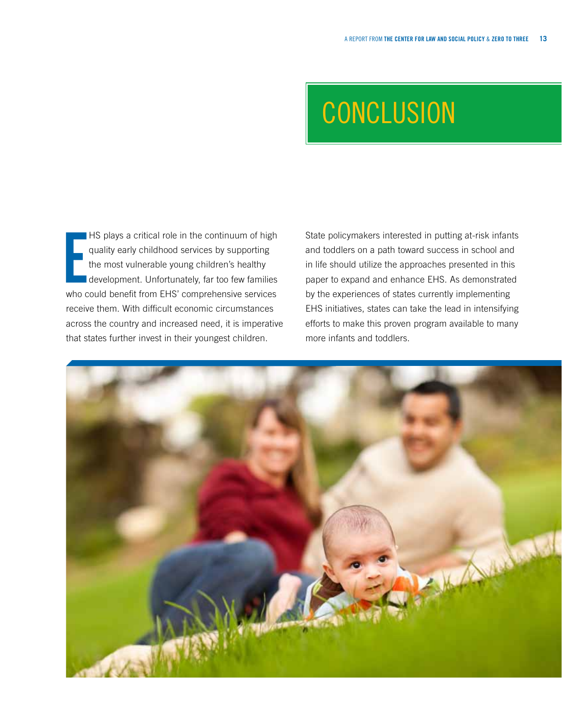# CONCLUSION

EHS plays a critical role in the continuum of high quality early childhood services by supporting the most vulnerable young children's healthy development. Unfortunately, far too few families who could benefit from EHS' comprehensive services receive them. With difficult economic circumstances across the country and increased need, it is imperative that states further invest in their youngest children.

State policymakers interested in putting at-risk infants and toddlers on a path toward success in school and in life should utilize the approaches presented in this paper to expand and enhance EHS. As demonstrated by the experiences of states currently implementing EHS initiatives, states can take the lead in intensifying efforts to make this proven program available to many more infants and toddlers.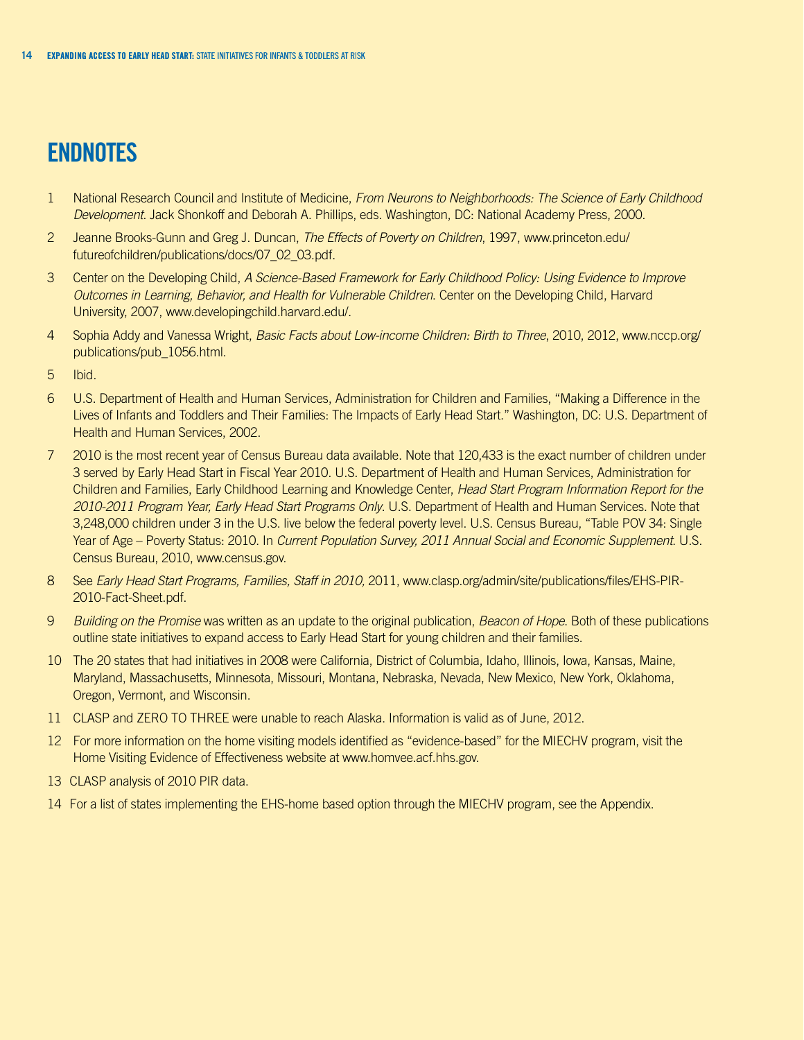# ENDNOTES

1. National Research Council and Institute of Medicine, *From Neurons to Neighborhoods: The Science of Early Childhood Development*. Jack Shonkoff and Deborah A. Phillips, eds. Washington, DC: National Academy Press, 2000.
2. Jeanne Brooks-Gunn and Greg J. Duncan, *The Effects of Poverty on Children*, 1997, www.princeton.edu/futureofchildren/publications/docs/07_02_03.pdf.
3. Center on the Developing Child, *A Science-Based Framework for Early Childhood Policy: Using Evidence to Improve Outcomes in Learning, Behavior, and Health for Vulnerable Children*. Center on the Developing Child, Harvard University, 2007, www.developingchild.harvard.edu/.
4. Sophia Addy and Vanessa Wright, *Basic Facts about Low-income Children: Birth to Three*, 2010, 2012, www.nccp.org/publications/pub_1056.html.
5. Ibid.
6. U.S. Department of Health and Human Services, Administration for Children and Families, "Making a Difference in the Lives of Infants and Toddlers and Their Families: The Impacts of Early Head Start." Washington, DC: U.S. Department of Health and Human Services, 2002.
7. 2010 is the most recent year of Census Bureau data available. Note that 120,433 is the exact number of children under 3 served by Early Head Start in Fiscal Year 2010. U.S. Department of Health and Human Services, Administration for Children and Families, Early Childhood Learning and Knowledge Center, *Head Start Program Information Report for the 2010-2011 Program Year, Early Head Start Programs Only*. U.S. Department of Health and Human Services. Note that 3,248,000 children under 3 in the U.S. live below the federal poverty level. U.S. Census Bureau, "Table POV 34: Single Year of Age – Poverty Status: 2010. In *Current Population Survey, 2011 Annual Social and Economic Supplement*. U.S. Census Bureau, 2010, www.census.gov.
8. See *Early Head Start Programs, Families, Staff in 2010,* 2011, www.clasp.org/admin/site/publications/files/EHS-PIR-2010-Fact-Sheet.pdf.
9. *Building on the Promise* was written as an update to the original publication, *Beacon of Hope*. Both of these publications outline state initiatives to expand access to Early Head Start for young children and their families.
10. The 20 states that had initiatives in 2008 were California, District of Columbia, Idaho, Illinois, Iowa, Kansas, Maine, Maryland, Massachusetts, Minnesota, Missouri, Montana, Nebraska, Nevada, New Mexico, New York, Oklahoma, Oregon, Vermont, and Wisconsin.
11. CLASP and ZERO TO THREE were unable to reach Alaska. Information is valid as of June, 2012.
12. For more information on the home visiting models identified as "evidence-based" for the MIECHV program, visit the Home Visiting Evidence of Effectiveness website at www.homvee.acf.hhs.gov.
13. CLASP analysis of 2010 PIR data.
14. For a list of states implementing the EHS-home based option through the MIECHV program, see the Appendix.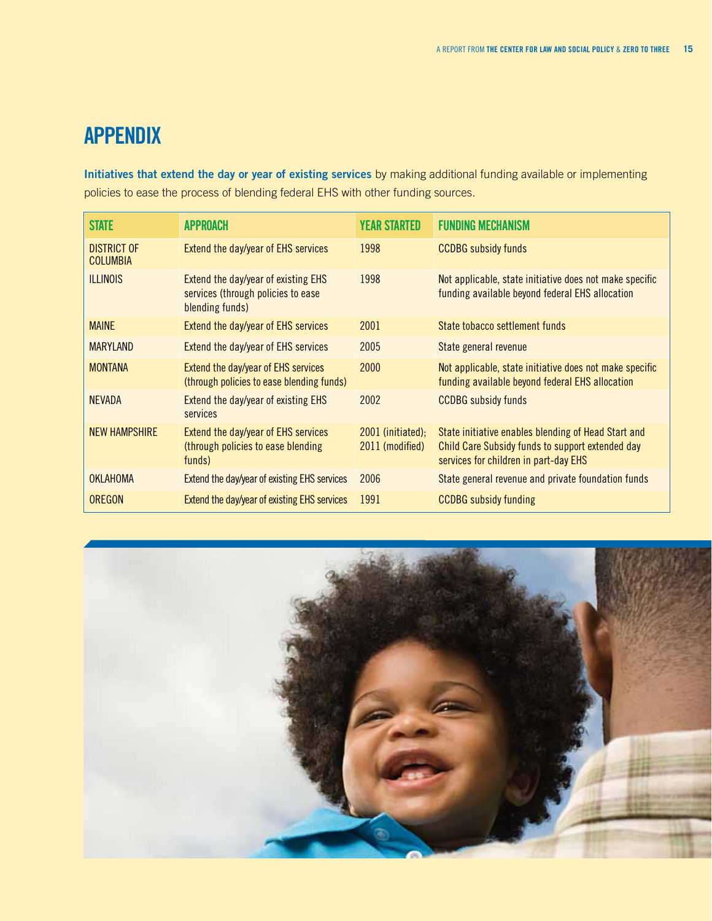# APPENDIX

**Initiatives that extend the day or year of existing services** by making additional funding available or implementing policies to ease the process of blending federal EHS with other funding sources.

| STATE | APPROACH | YEAR STARTED | FUNDING MECHANISM |
|---|---|---|---|
| DISTRICT OF COLUMBIA | Extend the day/year of EHS services | 1998 | CCDBG subsidy funds |
| ILLINOIS | Extend the day/year of existing EHS services (through policies to ease blending funds) | 1998 | Not applicable, state initiative does not make specific funding available beyond federal EHS allocation |
| MAINE | Extend the day/year of EHS services | 2001 | State tobacco settlement funds |
| MARYLAND | Extend the day/year of EHS services | 2005 | State general revenue |
| MONTANA | Extend the day/year of EHS services (through policies to ease blending funds) | 2000 | Not applicable, state initiative does not make specific funding available beyond federal EHS allocation |
| NEVADA | Extend the day/year of existing EHS services | 2002 | CCDBG subsidy funds |
| NEW HAMPSHIRE | Extend the day/year of EHS services (through policies to ease blending funds) | 2001 (initiated); 2011 (modified) | State initiative enables blending of Head Start and Child Care Subsidy funds to support extended day services for children in part-day EHS |
| OKLAHOMA | Extend the day/year of existing EHS services | 2006 | State general revenue and private foundation funds |
| OREGON | Extend the day/year of existing EHS services | 1991 | CCDBG subsidy funding |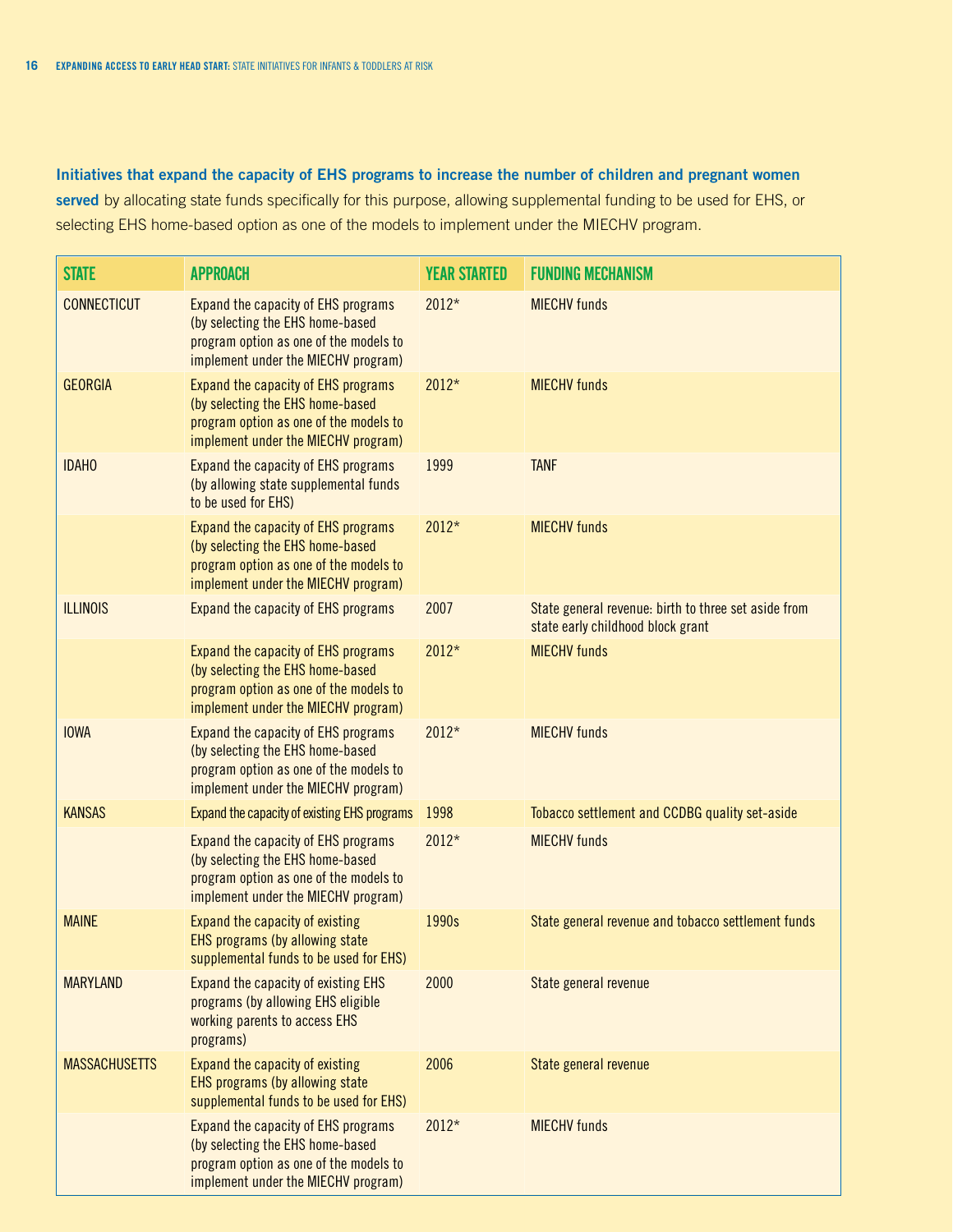**Initiatives that expand the capacity of EHS programs to increase the number of children and pregnant women served** by allocating state funds specifically for this purpose, allowing supplemental funding to be used for EHS, or selecting EHS home-based option as one of the models to implement under the MIECHV program.

| STATE | APPROACH | YEAR STARTED | FUNDING MECHANISM |
|---|---|---|---|
| CONNECTICUT | Expand the capacity of EHS programs (by selecting the EHS home-based program option as one of the models to implement under the MIECHV program) | 2012* | MIECHV funds |
| GEORGIA | Expand the capacity of EHS programs (by selecting the EHS home-based program option as one of the models to implement under the MIECHV program) | 2012* | MIECHV funds |
| IDAHO | Expand the capacity of EHS programs (by allowing state supplemental funds to be used for EHS) | 1999 | TANF |
| | Expand the capacity of EHS programs (by selecting the EHS home-based program option as one of the models to implement under the MIECHV program) | 2012* | MIECHV funds |
| ILLINOIS | Expand the capacity of EHS programs | 2007 | State general revenue: birth to three set aside from state early childhood block grant |
| | Expand the capacity of EHS programs (by selecting the EHS home-based program option as one of the models to implement under the MIECHV program) | 2012* | MIECHV funds |
| IOWA | Expand the capacity of EHS programs (by selecting the EHS home-based program option as one of the models to implement under the MIECHV program) | 2012* | MIECHV funds |
| KANSAS | Expand the capacity of existing EHS programs | 1998 | Tobacco settlement and CCDBG quality set-aside |
| | Expand the capacity of EHS programs (by selecting the EHS home-based program option as one of the models to implement under the MIECHV program) | 2012* | MIECHV funds |
| MAINE | Expand the capacity of existing EHS programs (by allowing state supplemental funds to be used for EHS) | 1990s | State general revenue and tobacco settlement funds |
| MARYLAND | Expand the capacity of existing EHS programs (by allowing EHS eligible working parents to access EHS programs) | 2000 | State general revenue |
| MASSACHUSETTS | Expand the capacity of existing EHS programs (by allowing state supplemental funds to be used for EHS) | 2006 | State general revenue |
| | Expand the capacity of EHS programs (by selecting the EHS home-based program option as one of the models to implement under the MIECHV program) | 2012* | MIECHV funds |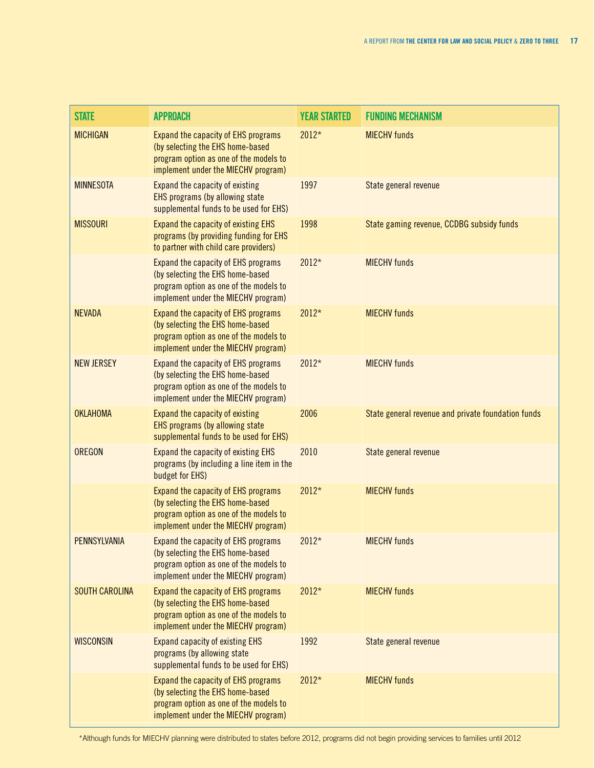| STATE | APPROACH | YEAR STARTED | FUNDING MECHANISM |
|---|---|---|---|
| MICHIGAN | Expand the capacity of EHS programs (by selecting the EHS home-based program option as one of the models to implement under the MIECHV program) | 2012* | MIECHV funds |
| MINNESOTA | Expand the capacity of existing EHS programs (by allowing state supplemental funds to be used for EHS) | 1997 | State general revenue |
| MISSOURI | Expand the capacity of existing EHS programs (by providing funding for EHS to partner with child care providers) | 1998 | State gaming revenue, CCDBG subsidy funds |
| | Expand the capacity of EHS programs (by selecting the EHS home-based program option as one of the models to implement under the MIECHV program) | 2012* | MIECHV funds |
| NEVADA | Expand the capacity of EHS programs (by selecting the EHS home-based program option as one of the models to implement under the MIECHV program) | 2012* | MIECHV funds |
| NEW JERSEY | Expand the capacity of EHS programs (by selecting the EHS home-based program option as one of the models to implement under the MIECHV program) | 2012* | MIECHV funds |
| OKLAHOMA | Expand the capacity of existing EHS programs (by allowing state supplemental funds to be used for EHS) | 2006 | State general revenue and private foundation funds |
| OREGON | Expand the capacity of existing EHS programs (by including a line item in the budget for EHS) | 2010 | State general revenue |
| | Expand the capacity of EHS programs (by selecting the EHS home-based program option as one of the models to implement under the MIECHV program) | 2012* | MIECHV funds |
| PENNSYLVANIA | Expand the capacity of EHS programs (by selecting the EHS home-based program option as one of the models to implement under the MIECHV program) | 2012* | MIECHV funds |
| SOUTH CAROLINA | Expand the capacity of EHS programs (by selecting the EHS home-based program option as one of the models to implement under the MIECHV program) | 2012* | MIECHV funds |
| WISCONSIN | Expand capacity of existing EHS programs (by allowing state supplemental funds to be used for EHS) | 1992 | State general revenue |
| | Expand the capacity of EHS programs (by selecting the EHS home-based program option as one of the models to implement under the MIECHV program) | 2012* | MIECHV funds |

*Although funds for MIECHV planning were distributed to states before 2012, programs did not begin providing services to families until 2012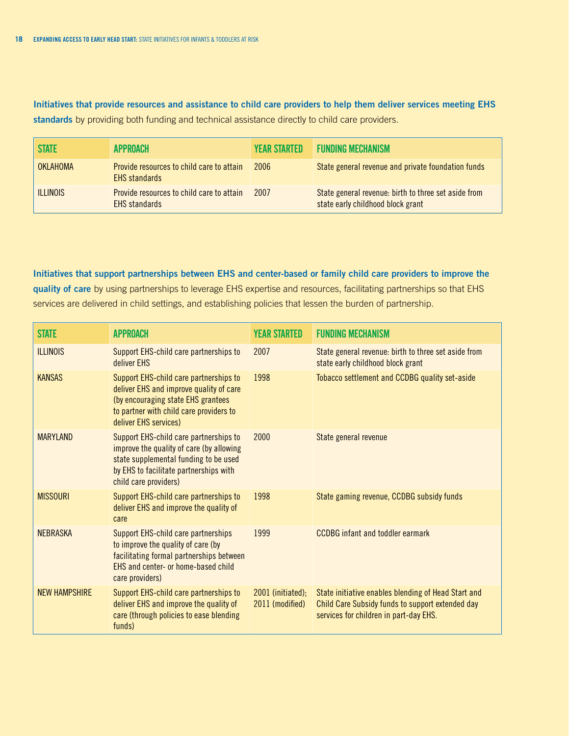**Initiatives that provide resources and assistance to child care providers to help them deliver services meeting EHS standards** by providing both funding and technical assistance directly to child care providers.

| STATE | APPROACH | YEAR STARTED | FUNDING MECHANISM |
|---|---|---|---|
| OKLAHOMA | Provide resources to child care to attain EHS standards | 2006 | State general revenue and private foundation funds |
| ILLINOIS | Provide resources to child care to attain EHS standards | 2007 | State general revenue: birth to three set aside from state early childhood block grant |

**Initiatives that support partnerships between EHS and center-based or family child care providers to improve the quality of care** by using partnerships to leverage EHS expertise and resources, facilitating partnerships so that EHS services are delivered in child settings, and establishing policies that lessen the burden of partnership.

| STATE | APPROACH | YEAR STARTED | FUNDING MECHANISM |
|---|---|---|---|
| ILLINOIS | Support EHS-child care partnerships to deliver EHS | 2007 | State general revenue: birth to three set aside from state early childhood block grant |
| KANSAS | Support EHS-child care partnerships to deliver EHS and improve quality of care (by encouraging state EHS grantees to partner with child care providers to deliver EHS services) | 1998 | Tobacco settlement and CCDBG quality set-aside |
| MARYLAND | Support EHS-child care partnerships to improve the quality of care (by allowing state supplemental funding to be used by EHS to facilitate partnerships with child care providers) | 2000 | State general revenue |
| MISSOURI | Support EHS-child care partnerships to deliver EHS and improve the quality of care | 1998 | State gaming revenue, CCDBG subsidy funds |
| NEBRASKA | Support EHS-child care partnerships to improve the quality of care (by facilitating formal partnerships between EHS and center- or home-based child care providers) | 1999 | CCDBG infant and toddler earmark |
| NEW HAMPSHIRE | Support EHS-child care partnerships to deliver EHS and improve the quality of care (through policies to ease blending funds) | 2001 (initiated); 2011 (modified) | State initiative enables blending of Head Start and Child Care Subsidy funds to support extended day services for children in part-day EHS. |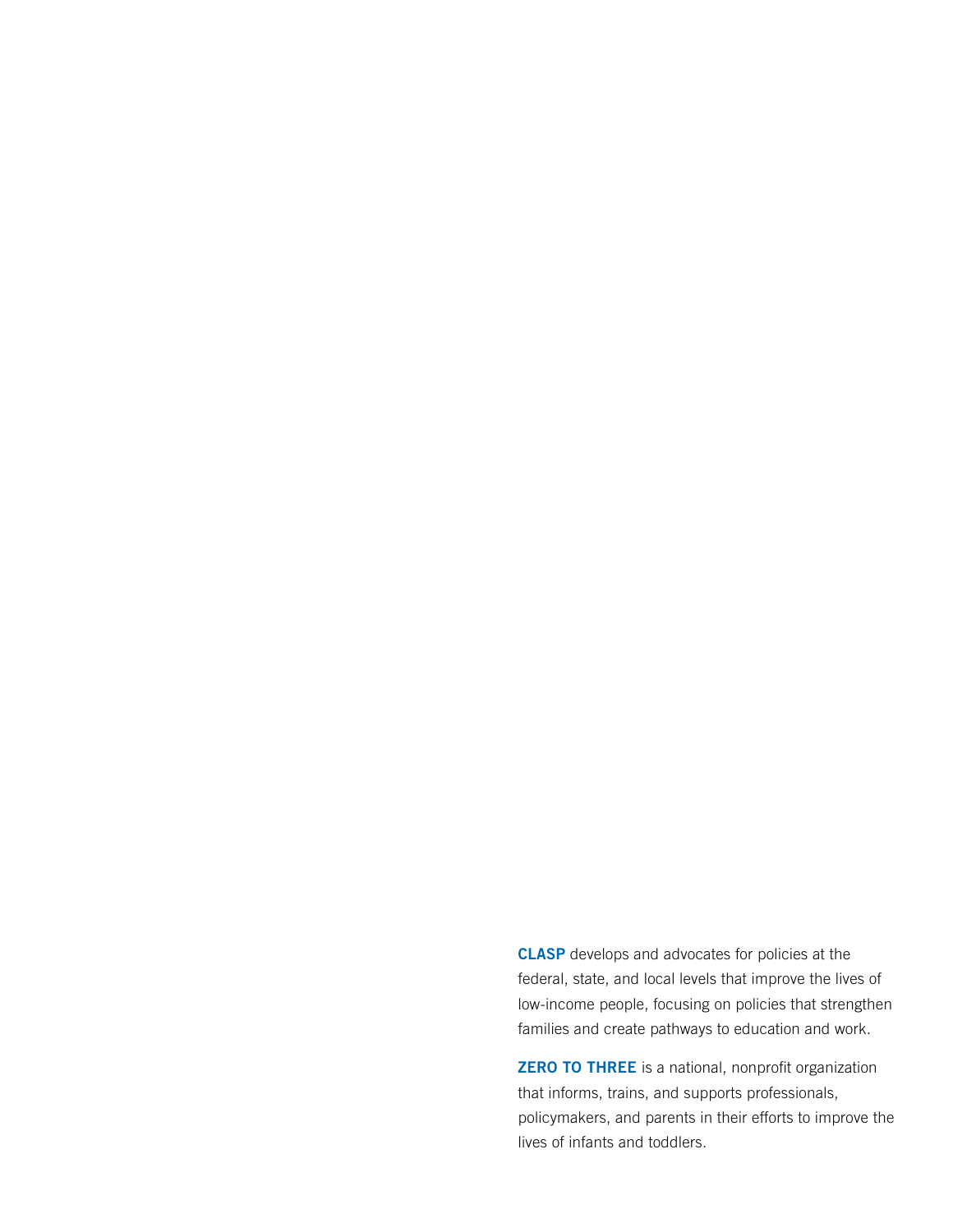**CLASP** develops and advocates for policies at the federal, state, and local levels that improve the lives of low-income people, focusing on policies that strengthen families and create pathways to education and work.

**ZERO TO THREE** is a national, nonprofit organization that informs, trains, and supports professionals, policymakers, and parents in their efforts to improve the lives of infants and toddlers.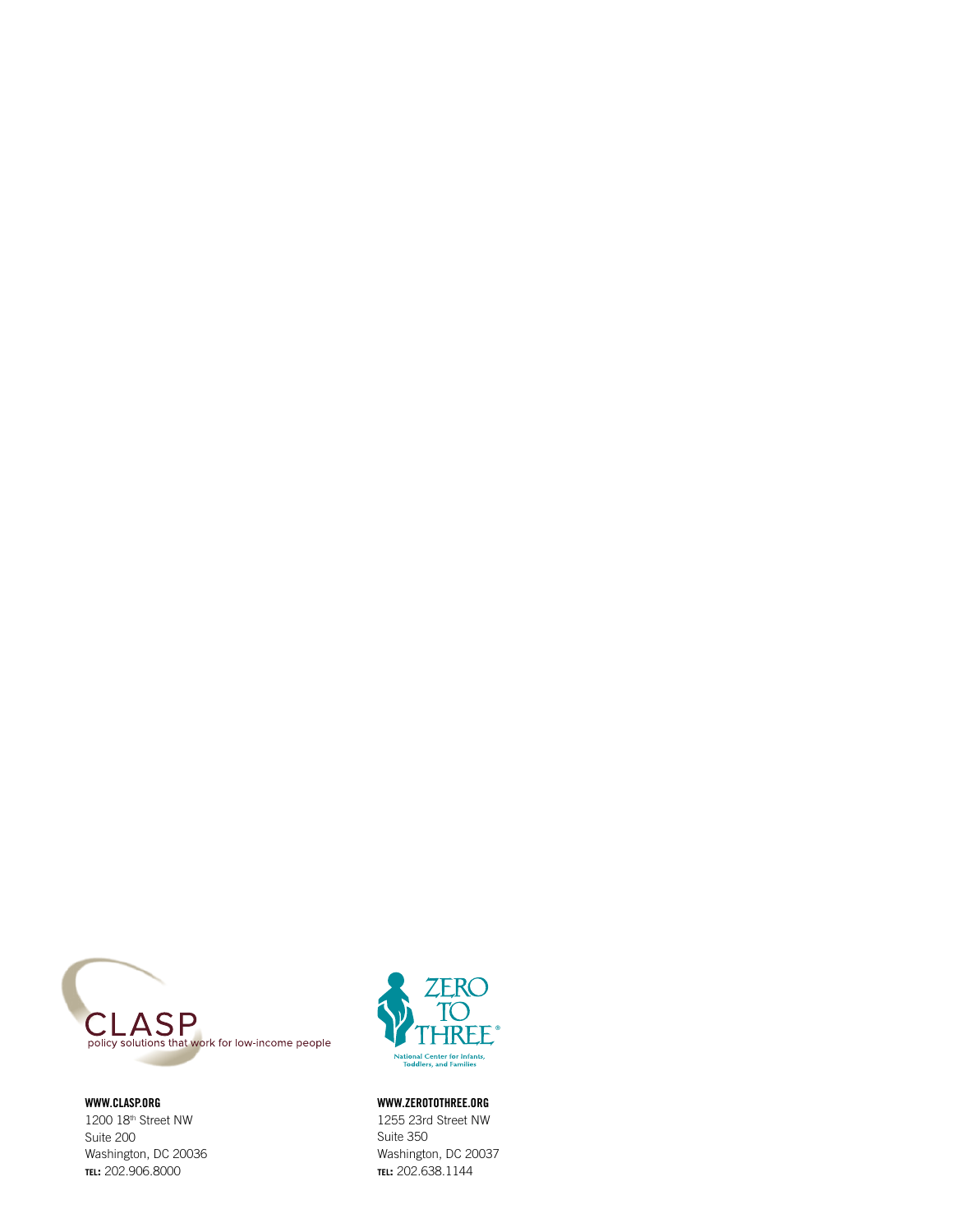CLASP
policy solutions that work for low-income people

**WWW.CLASP.ORG**
1200 18th Street NW
Suite 200
Washington, DC 20036
**TEL:** 202.906.8000

ZERO TO THREE®
National Center for Infants, Toddlers, and Families

**WWW.ZEROTOTHREE.ORG**
1255 23rd Street NW
Suite 350
Washington, DC 20037
**TEL:** 202.638.1144